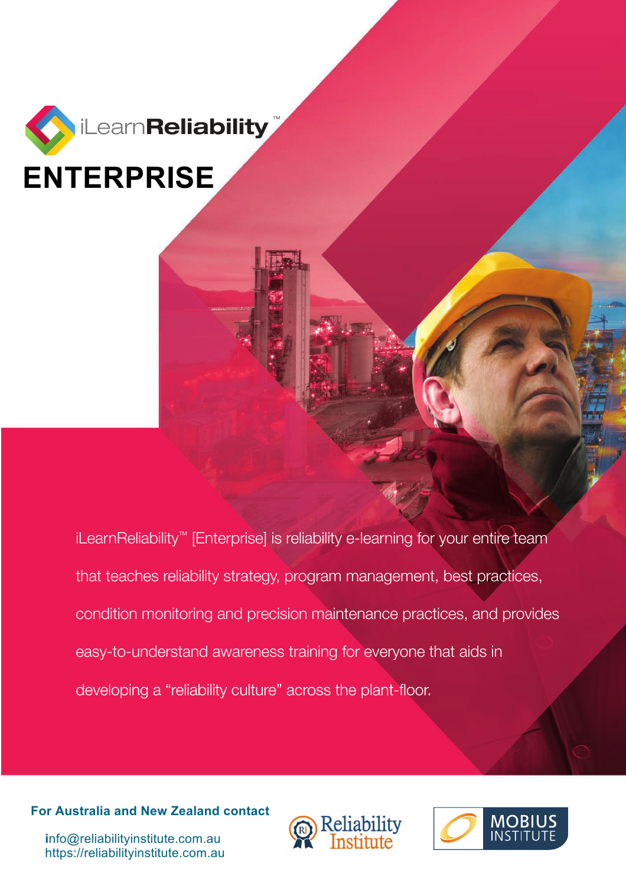# iLearnReliability™

# ENTERPRISE

iLearnReliability™ [Enterprise] is reliability e-learning for your entire team that teaches reliability strategy, program management, best practices, condition monitoring and precision maintenance practices, and provides easy-to-understand awareness training for everyone that aids in developing a "reliability culture" across the plant-floor.

**For Australia and New Zealand contact**

info@reliabilityinstitute.com.au
https://reliabilityinstitute.com.au

Reliability Institute

MOBIUS INSTITUTE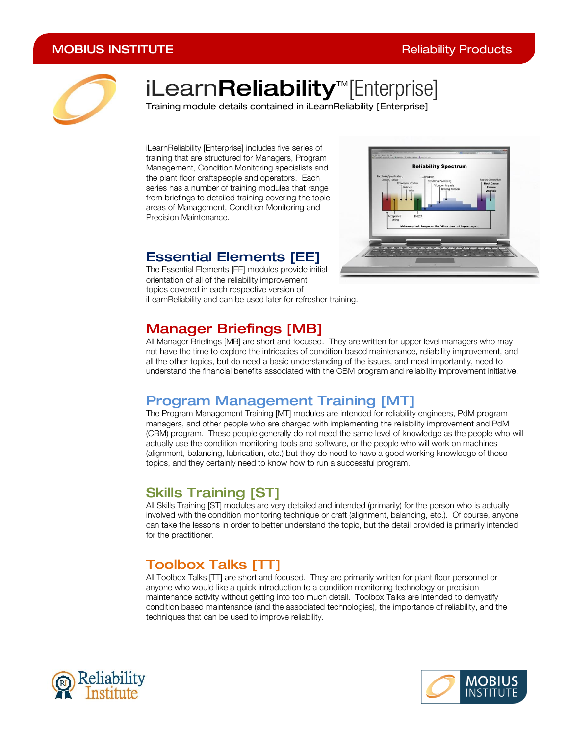# iLearnReliability™[Enterprise]

Training module details contained in iLearnReliability [Enterprise]

iLearnReliability [Enterprise] includes five series of training that are structured for Managers, Program Management, Condition Monitoring specialists and the plant floor craftspeople and operators. Each series has a number of training modules that range from briefings to detailed training covering the topic areas of Management, Condition Monitoring and Precision Maintenance.

## Essential Elements [EE]

The Essential Elements [EE] modules provide initial orientation of all of the reliability improvement topics covered in each respective version of iLearnReliability and can be used later for refresher training.

## Manager Briefings [MB]

All Manager Briefings [MB] are short and focused. They are written for upper level managers who may not have the time to explore the intricacies of condition based maintenance, reliability improvement, and all the other topics, but do need a basic understanding of the issues, and most importantly, need to understand the financial benefits associated with the CBM program and reliability improvement initiative.

## Program Management Training [MT]

The Program Management Training [MT] modules are intended for reliability engineers, PdM program managers, and other people who are charged with implementing the reliability improvement and PdM (CBM) program. These people generally do not need the same level of knowledge as the people who will actually use the condition monitoring tools and software, or the people who will work on machines (alignment, balancing, lubrication, etc.) but they do need to have a good working knowledge of those topics, and they certainly need to know how to run a successful program.

## Skills Training [ST]

All Skills Training [ST] modules are very detailed and intended (primarily) for the person who is actually involved with the condition monitoring technique or craft (alignment, balancing, etc.). Of course, anyone can take the lessons in order to better understand the topic, but the detail provided is primarily intended for the practitioner.

## Toolbox Talks [TT]

All Toolbox Talks [TT] are short and focused. They are primarily written for plant floor personnel or anyone who would like a quick introduction to a condition monitoring technology or precision maintenance activity without getting into too much detail. Toolbox Talks are intended to demystify condition based maintenance (and the associated technologies), the importance of reliability, and the techniques that can be used to improve reliability.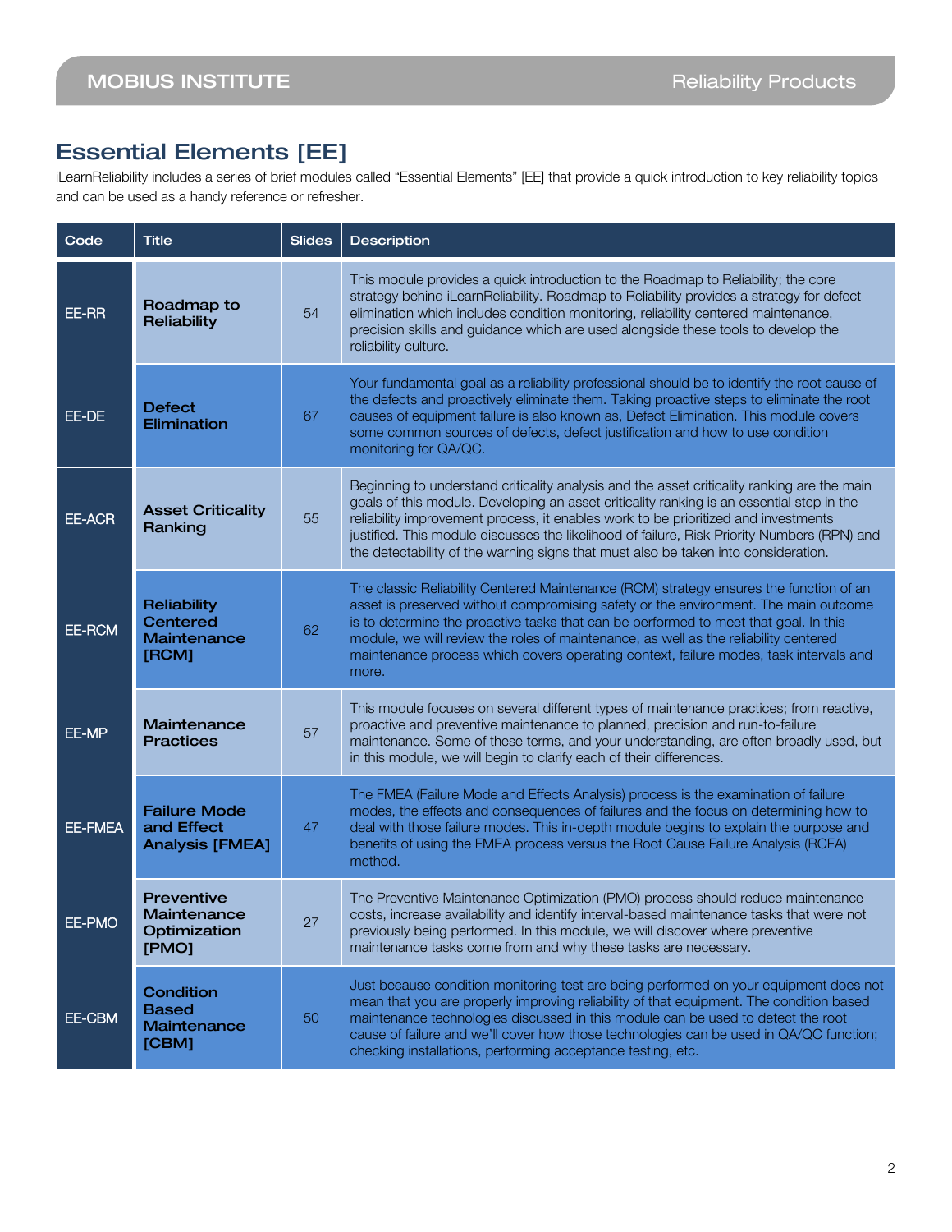## Essential Elements [EE]

iLearnReliability includes a series of brief modules called "Essential Elements" [EE] that provide a quick introduction to key reliability topics and can be used as a handy reference or refresher.

| Code | Title | Slides | Description |
|---|---|---|---|
| EE-RR | **Roadmap to Reliability** | 54 | This module provides a quick introduction to the Roadmap to Reliability; the core strategy behind iLearnReliability. Roadmap to Reliability provides a strategy for defect elimination which includes condition monitoring, reliability centered maintenance, precision skills and guidance which are used alongside these tools to develop the reliability culture. |
| EE-DE | **Defect Elimination** | 67 | Your fundamental goal as a reliability professional should be to identify the root cause of the defects and proactively eliminate them. Taking proactive steps to eliminate the root causes of equipment failure is also known as, Defect Elimination. This module covers some common sources of defects, defect justification and how to use condition monitoring for QA/QC. |
| EE-ACR | **Asset Criticality Ranking** | 55 | Beginning to understand criticality analysis and the asset criticality ranking are the main goals of this module. Developing an asset criticality ranking is an essential step in the reliability improvement process, it enables work to be prioritized and investments justified. This module discusses the likelihood of failure, Risk Priority Numbers (RPN) and the detectability of the warning signs that must also be taken into consideration. |
| EE-RCM | **Reliability Centered Maintenance [RCM]** | 62 | The classic Reliability Centered Maintenance (RCM) strategy ensures the function of an asset is preserved without compromising safety or the environment. The main outcome is to determine the proactive tasks that can be performed to meet that goal. In this module, we will review the roles of maintenance, as well as the reliability centered maintenance process which covers operating context, failure modes, task intervals and more. |
| EE-MP | **Maintenance Practices** | 57 | This module focuses on several different types of maintenance practices; from reactive, proactive and preventive maintenance to planned, precision and run-to-failure maintenance. Some of these terms, and your understanding, are often broadly used, but in this module, we will begin to clarify each of their differences. |
| EE-FMEA | **Failure Mode and Effect Analysis [FMEA]** | 47 | The FMEA (Failure Mode and Effects Analysis) process is the examination of failure modes, the effects and consequences of failures and the focus on determining how to deal with those failure modes. This in-depth module begins to explain the purpose and benefits of using the FMEA process versus the Root Cause Failure Analysis (RCFA) method. |
| EE-PMO | **Preventive Maintenance Optimization [PMO]** | 27 | The Preventive Maintenance Optimization (PMO) process should reduce maintenance costs, increase availability and identify interval-based maintenance tasks that were not previously being performed. In this module, we will discover where preventive maintenance tasks come from and why these tasks are necessary. |
| EE-CBM | **Condition Based Maintenance [CBM]** | 50 | Just because condition monitoring test are being performed on your equipment does not mean that you are properly improving reliability of that equipment. The condition based maintenance technologies discussed in this module can be used to detect the root cause of failure and we'll cover how those technologies can be used in QA/QC function; checking installations, performing acceptance testing, etc. |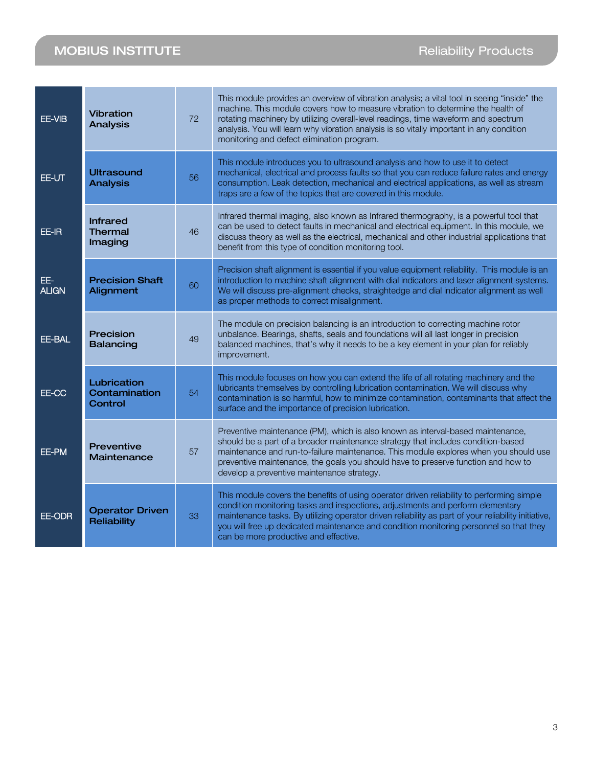| | | | |
|---|---|---|---|
| EE-VIB | **Vibration Analysis** | 72 | This module provides an overview of vibration analysis; a vital tool in seeing "inside" the machine. This module covers how to measure vibration to determine the health of rotating machinery by utilizing overall-level readings, time waveform and spectrum analysis. You will learn why vibration analysis is so vitally important in any condition monitoring and defect elimination program. |
| EE-UT | **Ultrasound Analysis** | 56 | This module introduces you to ultrasound analysis and how to use it to detect mechanical, electrical and process faults so that you can reduce failure rates and energy consumption. Leak detection, mechanical and electrical applications, as well as stream traps are a few of the topics that are covered in this module. |
| EE-IR | **Infrared Thermal Imaging** | 46 | Infrared thermal imaging, also known as Infrared thermography, is a powerful tool that can be used to detect faults in mechanical and electrical equipment. In this module, we discuss theory as well as the electrical, mechanical and other industrial applications that benefit from this type of condition monitoring tool. |
| EE-ALIGN | **Precision Shaft Alignment** | 60 | Precision shaft alignment is essential if you value equipment reliability. This module is an introduction to machine shaft alignment with dial indicators and laser alignment systems. We will discuss pre-alignment checks, straightedge and dial indicator alignment as well as proper methods to correct misalignment. |
| EE-BAL | **Precision Balancing** | 49 | The module on precision balancing is an introduction to correcting machine rotor unbalance. Bearings, shafts, seals and foundations will all last longer in precision balanced machines, that's why it needs to be a key element in your plan for reliably improvement. |
| EE-CC | **Lubrication Contamination Control** | 54 | This module focuses on how you can extend the life of all rotating machinery and the lubricants themselves by controlling lubrication contamination. We will discuss why contamination is so harmful, how to minimize contamination, contaminants that affect the surface and the importance of precision lubrication. |
| EE-PM | **Preventive Maintenance** | 57 | Preventive maintenance (PM), which is also known as interval-based maintenance, should be a part of a broader maintenance strategy that includes condition-based maintenance and run-to-failure maintenance. This module explores when you should use preventive maintenance, the goals you should have to preserve function and how to develop a preventive maintenance strategy. |
| EE-ODR | **Operator Driven Reliability** | 33 | This module covers the benefits of using operator driven reliability to performing simple condition monitoring tasks and inspections, adjustments and perform elementary maintenance tasks. By utilizing operator driven reliability as part of your reliability initiative, you will free up dedicated maintenance and condition monitoring personnel so that they can be more productive and effective. |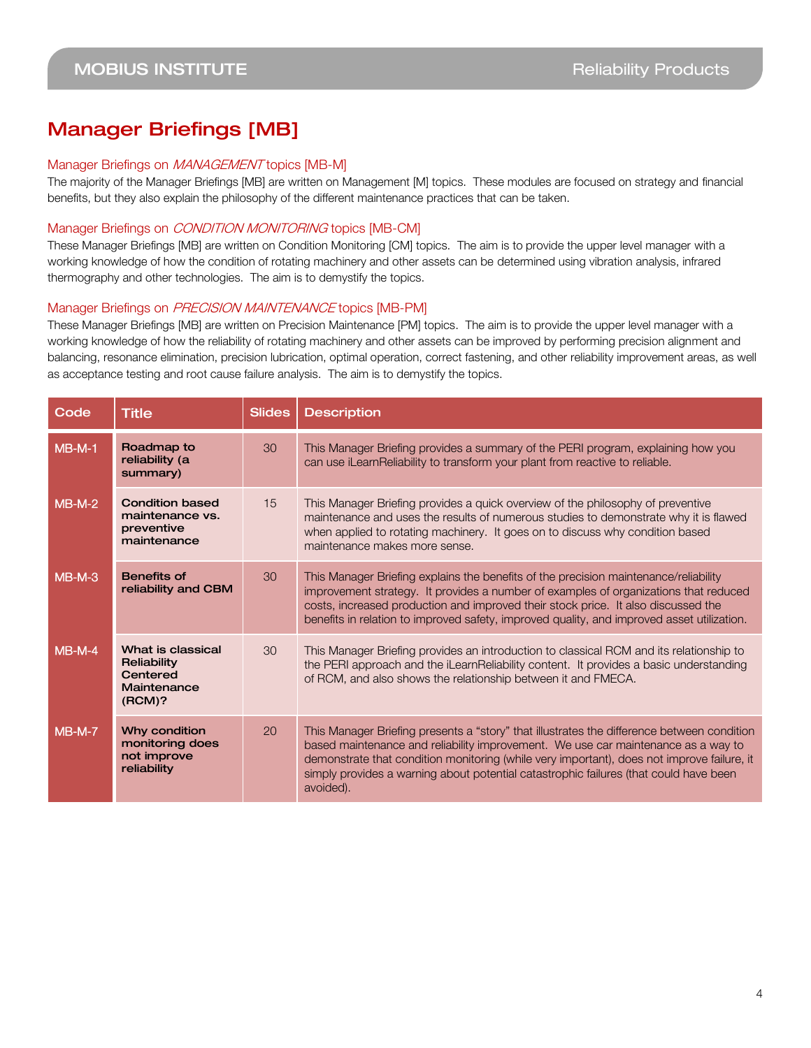## Manager Briefings [MB]

### Manager Briefings on *MANAGEMENT* topics [MB-M]

The majority of the Manager Briefings [MB] are written on Management [M] topics. These modules are focused on strategy and financial benefits, but they also explain the philosophy of the different maintenance practices that can be taken.

### Manager Briefings on *CONDITION MONITORING* topics [MB-CM]

These Manager Briefings [MB] are written on Condition Monitoring [CM] topics. The aim is to provide the upper level manager with a working knowledge of how the condition of rotating machinery and other assets can be determined using vibration analysis, infrared thermography and other technologies. The aim is to demystify the topics.

### Manager Briefings on *PRECISION MAINTENANCE* topics [MB-PM]

These Manager Briefings [MB] are written on Precision Maintenance [PM] topics. The aim is to provide the upper level manager with a working knowledge of how the reliability of rotating machinery and other assets can be improved by performing precision alignment and balancing, resonance elimination, precision lubrication, optimal operation, correct fastening, and other reliability improvement areas, as well as acceptance testing and root cause failure analysis. The aim is to demystify the topics.

| Code | Title | Slides | Description |
|---|---|---|---|
| MB-M-1 | **Roadmap to reliability (a summary)** | 30 | This Manager Briefing provides a summary of the PERI program, explaining how you can use iLearnReliability to transform your plant from reactive to reliable. |
| MB-M-2 | **Condition based maintenance vs. preventive maintenance** | 15 | This Manager Briefing provides a quick overview of the philosophy of preventive maintenance and uses the results of numerous studies to demonstrate why it is flawed when applied to rotating machinery. It goes on to discuss why condition based maintenance makes more sense. |
| MB-M-3 | **Benefits of reliability and CBM** | 30 | This Manager Briefing explains the benefits of the precision maintenance/reliability improvement strategy. It provides a number of examples of organizations that reduced costs, increased production and improved their stock price. It also discussed the benefits in relation to improved safety, improved quality, and improved asset utilization. |
| MB-M-4 | **What is classical Reliability Centered Maintenance (RCM)?** | 30 | This Manager Briefing provides an introduction to classical RCM and its relationship to the PERI approach and the iLearnReliability content. It provides a basic understanding of RCM, and also shows the relationship between it and FMECA. |
| MB-M-7 | **Why condition monitoring does not improve reliability** | 20 | This Manager Briefing presents a “story” that illustrates the difference between condition based maintenance and reliability improvement. We use car maintenance as a way to demonstrate that condition monitoring (while very important), does not improve failure, it simply provides a warning about potential catastrophic failures (that could have been avoided). |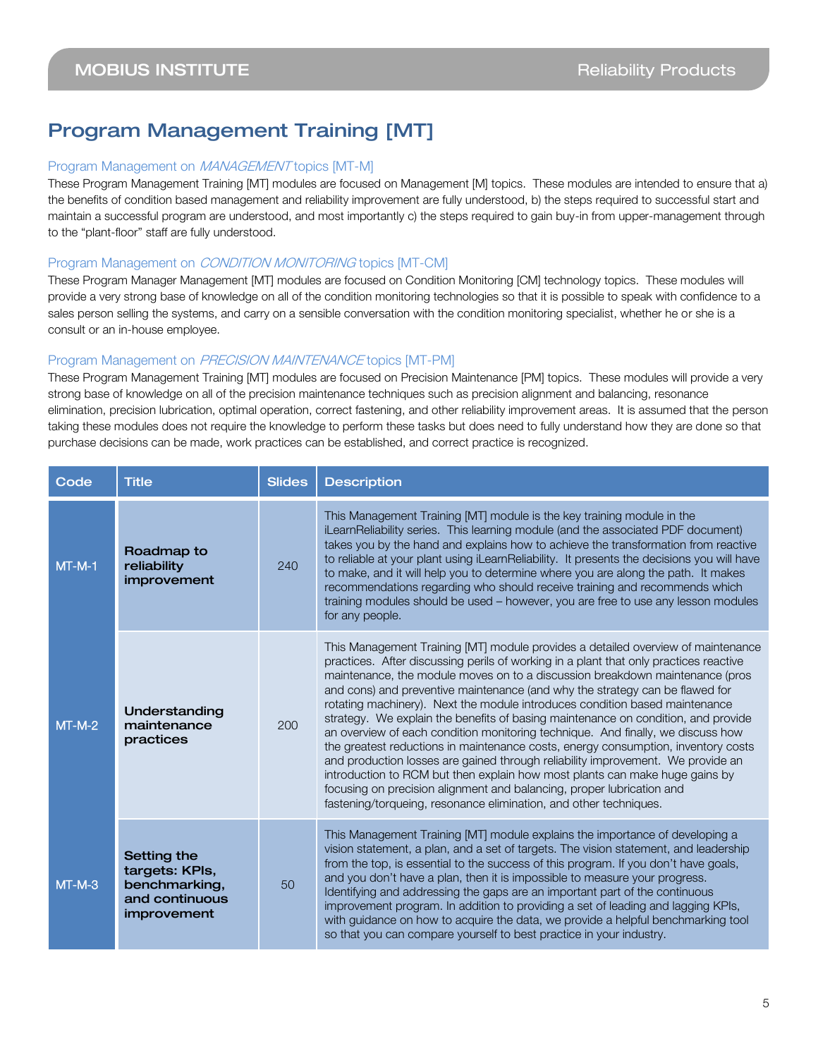# Program Management Training [MT]

### Program Management on *MANAGEMENT* topics [MT-M]

These Program Management Training [MT] modules are focused on Management [M] topics. These modules are intended to ensure that a) the benefits of condition based management and reliability improvement are fully understood, b) the steps required to successful start and maintain a successful program are understood, and most importantly c) the steps required to gain buy-in from upper-management through to the "plant-floor" staff are fully understood.

### Program Management on *CONDITION MONITORING* topics [MT-CM]

These Program Manager Management [MT] modules are focused on Condition Monitoring [CM] technology topics. These modules will provide a very strong base of knowledge on all of the condition monitoring technologies so that it is possible to speak with confidence to a sales person selling the systems, and carry on a sensible conversation with the condition monitoring specialist, whether he or she is a consult or an in-house employee.

### Program Management on *PRECISION MAINTENANCE* topics [MT-PM]

These Program Management Training [MT] modules are focused on Precision Maintenance [PM] topics. These modules will provide a very strong base of knowledge on all of the precision maintenance techniques such as precision alignment and balancing, resonance elimination, precision lubrication, optimal operation, correct fastening, and other reliability improvement areas. It is assumed that the person taking these modules does not require the knowledge to perform these tasks but does need to fully understand how they are done so that purchase decisions can be made, work practices can be established, and correct practice is recognized.

| Code | Title | Slides | Description |
|---|---|---|---|
| MT-M-1 | **Roadmap to reliability improvement** | 240 | This Management Training [MT] module is the key training module in the iLearnReliability series. This learning module (and the associated PDF document) takes you by the hand and explains how to achieve the transformation from reactive to reliable at your plant using iLearnReliability. It presents the decisions you will have to make, and it will help you to determine where you are along the path. It makes recommendations regarding who should receive training and recommends which training modules should be used – however, you are free to use any lesson modules for any people. |
| MT-M-2 | **Understanding maintenance practices** | 200 | This Management Training [MT] module provides a detailed overview of maintenance practices. After discussing perils of working in a plant that only practices reactive maintenance, the module moves on to a discussion breakdown maintenance (pros and cons) and preventive maintenance (and why the strategy can be flawed for rotating machinery). Next the module introduces condition based maintenance strategy. We explain the benefits of basing maintenance on condition, and provide an overview of each condition monitoring technique. And finally, we discuss how the greatest reductions in maintenance costs, energy consumption, inventory costs and production losses are gained through reliability improvement. We provide an introduction to RCM but then explain how most plants can make huge gains by focusing on precision alignment and balancing, proper lubrication and fastening/torqueing, resonance elimination, and other techniques. |
| MT-M-3 | **Setting the targets: KPIs, benchmarking, and continuous improvement** | 50 | This Management Training [MT] module explains the importance of developing a vision statement, a plan, and a set of targets. The vision statement, and leadership from the top, is essential to the success of this program. If you don't have goals, and you don't have a plan, then it is impossible to measure your progress. Identifying and addressing the gaps are an important part of the continuous improvement program. In addition to providing a set of leading and lagging KPIs, with guidance on how to acquire the data, we provide a helpful benchmarking tool so that you can compare yourself to best practice in your industry. |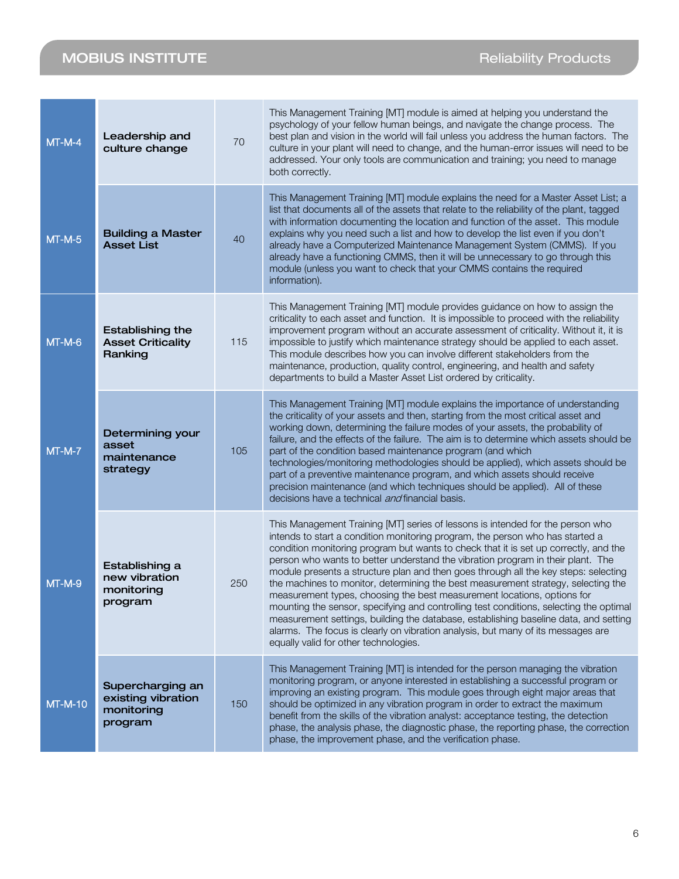| | | | |
|---|---|---|---|
| MT-M-4 | **Leadership and culture change** | 70 | This Management Training [MT] module is aimed at helping you understand the psychology of your fellow human beings, and navigate the change process. The best plan and vision in the world will fail unless you address the human factors. The culture in your plant will need to change, and the human-error issues will need to be addressed. Your only tools are communication and training; you need to manage both correctly. |
| MT-M-5 | **Building a Master Asset List** | 40 | This Management Training [MT] module explains the need for a Master Asset List; a list that documents all of the assets that relate to the reliability of the plant, tagged with information documenting the location and function of the asset. This module explains why you need such a list and how to develop the list even if you don't already have a Computerized Maintenance Management System (CMMS). If you already have a functioning CMMS, then it will be unnecessary to go through this module (unless you want to check that your CMMS contains the required information). |
| MT-M-6 | **Establishing the Asset Criticality Ranking** | 115 | This Management Training [MT] module provides guidance on how to assign the criticality to each asset and function. It is impossible to proceed with the reliability improvement program without an accurate assessment of criticality. Without it, it is impossible to justify which maintenance strategy should be applied to each asset. This module describes how you can involve different stakeholders from the maintenance, production, quality control, engineering, and health and safety departments to build a Master Asset List ordered by criticality. |
| MT-M-7 | **Determining your asset maintenance strategy** | 105 | This Management Training [MT] module explains the importance of understanding the criticality of your assets and then, starting from the most critical asset and working down, determining the failure modes of your assets, the probability of failure, and the effects of the failure. The aim is to determine which assets should be part of the condition based maintenance program (and which technologies/monitoring methodologies should be applied), which assets should be part of a preventive maintenance program, and which assets should receive precision maintenance (and which techniques should be applied). All of these decisions have a technical *and* financial basis. |
| MT-M-9 | **Establishing a new vibration monitoring program** | 250 | This Management Training [MT] series of lessons is intended for the person who intends to start a condition monitoring program, the person who has started a condition monitoring program but wants to check that it is set up correctly, and the person who wants to better understand the vibration program in their plant. The module presents a structure plan and then goes through all the key steps: selecting the machines to monitor, determining the best measurement strategy, selecting the measurement types, choosing the best measurement locations, options for mounting the sensor, specifying and controlling test conditions, selecting the optimal measurement settings, building the database, establishing baseline data, and setting alarms. The focus is clearly on vibration analysis, but many of its messages are equally valid for other technologies. |
| MT-M-10 | **Supercharging an existing vibration monitoring program** | 150 | This Management Training [MT] is intended for the person managing the vibration monitoring program, or anyone interested in establishing a successful program or improving an existing program. This module goes through eight major areas that should be optimized in any vibration program in order to extract the maximum benefit from the skills of the vibration analyst: acceptance testing, the detection phase, the analysis phase, the diagnostic phase, the reporting phase, the correction phase, the improvement phase, and the verification phase. |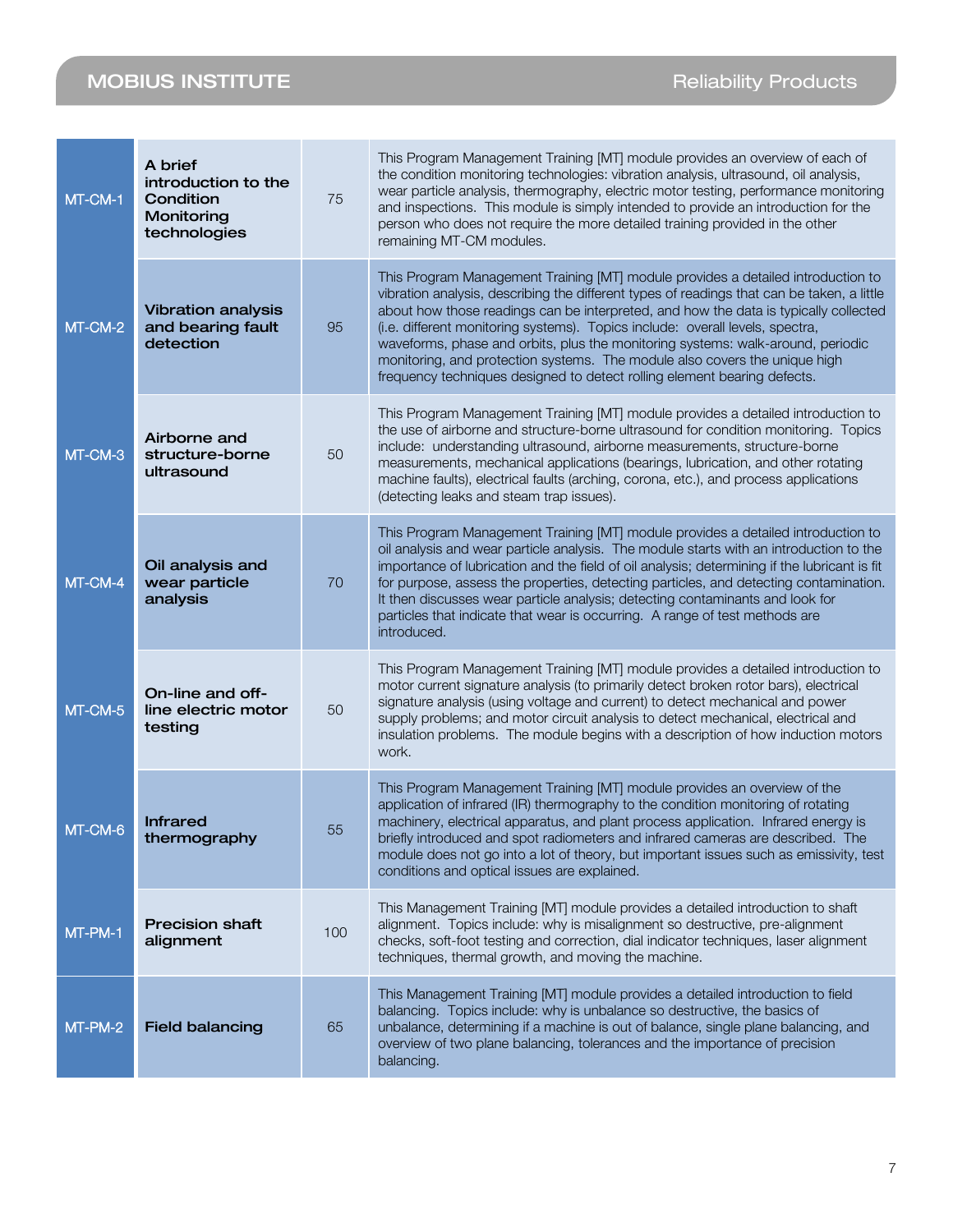| | | | |
|---|---|---|---|
| MT-CM-1 | **A brief introduction to the Condition Monitoring technologies** | 75 | This Program Management Training [MT] module provides an overview of each of the condition monitoring technologies: vibration analysis, ultrasound, oil analysis, wear particle analysis, thermography, electric motor testing, performance monitoring and inspections. This module is simply intended to provide an introduction for the person who does not require the more detailed training provided in the other remaining MT-CM modules. |
| MT-CM-2 | **Vibration analysis and bearing fault detection** | 95 | This Program Management Training [MT] module provides a detailed introduction to vibration analysis, describing the different types of readings that can be taken, a little about how those readings can be interpreted, and how the data is typically collected (i.e. different monitoring systems). Topics include: overall levels, spectra, waveforms, phase and orbits, plus the monitoring systems: walk-around, periodic monitoring, and protection systems. The module also covers the unique high frequency techniques designed to detect rolling element bearing defects. |
| MT-CM-3 | **Airborne and structure-borne ultrasound** | 50 | This Program Management Training [MT] module provides a detailed introduction to the use of airborne and structure-borne ultrasound for condition monitoring. Topics include: understanding ultrasound, airborne measurements, structure-borne measurements, mechanical applications (bearings, lubrication, and other rotating machine faults), electrical faults (arching, corona, etc.), and process applications (detecting leaks and steam trap issues). |
| MT-CM-4 | **Oil analysis and wear particle analysis** | 70 | This Program Management Training [MT] module provides a detailed introduction to oil analysis and wear particle analysis. The module starts with an introduction to the importance of lubrication and the field of oil analysis; determining if the lubricant is fit for purpose, assess the properties, detecting particles, and detecting contamination. It then discusses wear particle analysis; detecting contaminants and look for particles that indicate that wear is occurring. A range of test methods are introduced. |
| MT-CM-5 | **On-line and off-line electric motor testing** | 50 | This Program Management Training [MT] module provides a detailed introduction to motor current signature analysis (to primarily detect broken rotor bars), electrical signature analysis (using voltage and current) to detect mechanical and power supply problems; and motor circuit analysis to detect mechanical, electrical and insulation problems. The module begins with a description of how induction motors work. |
| MT-CM-6 | **Infrared thermography** | 55 | This Program Management Training [MT] module provides an overview of the application of infrared (IR) thermography to the condition monitoring of rotating machinery, electrical apparatus, and plant process application. Infrared energy is briefly introduced and spot radiometers and infrared cameras are described. The module does not go into a lot of theory, but important issues such as emissivity, test conditions and optical issues are explained. |
| MT-PM-1 | **Precision shaft alignment** | 100 | This Management Training [MT] module provides a detailed introduction to shaft alignment. Topics include: why is misalignment so destructive, pre-alignment checks, soft-foot testing and correction, dial indicator techniques, laser alignment techniques, thermal growth, and moving the machine. |
| MT-PM-2 | **Field balancing** | 65 | This Management Training [MT] module provides a detailed introduction to field balancing. Topics include: why is unbalance so destructive, the basics of unbalance, determining if a machine is out of balance, single plane balancing, and overview of two plane balancing, tolerances and the importance of precision balancing. |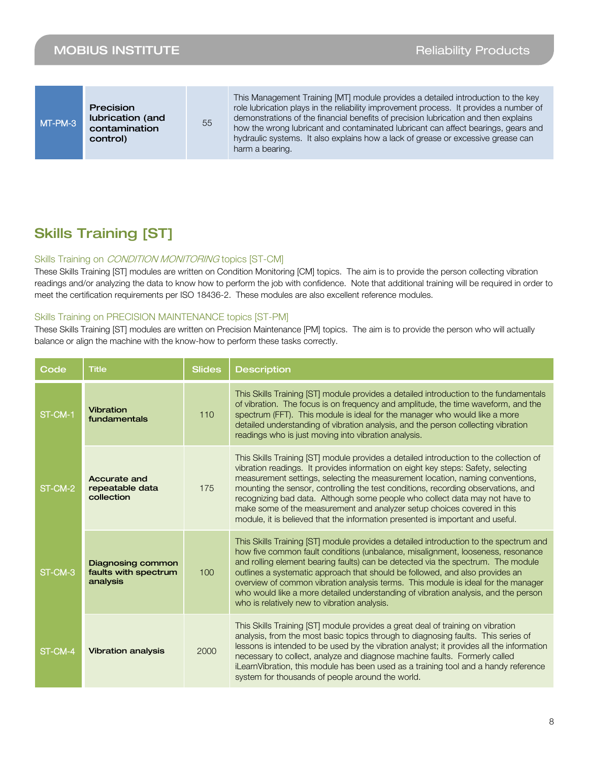| Code | Title | Slides | Description |
|---|---|---|---|
| MT-PM-3 | **Precision lubrication (and contamination control)** | 55 | This Management Training [MT] module provides a detailed introduction to the key role lubrication plays in the reliability improvement process. It provides a number of demonstrations of the financial benefits of precision lubrication and then explains how the wrong lubricant and contaminated lubricant can affect bearings, gears and hydraulic systems. It also explains how a lack of grease or excessive grease can harm a bearing. |

## Skills Training [ST]

### Skills Training on *CONDITION MONITORING* topics [ST-CM]

These Skills Training [ST] modules are written on Condition Monitoring [CM] topics. The aim is to provide the person collecting vibration readings and/or analyzing the data to know how to perform the job with confidence. Note that additional training will be required in order to meet the certification requirements per ISO 18436-2. These modules are also excellent reference modules.

### Skills Training on PRECISION MAINTENANCE topics [ST-PM]

These Skills Training [ST] modules are written on Precision Maintenance [PM] topics. The aim is to provide the person who will actually balance or align the machine with the know-how to perform these tasks correctly.

| Code | Title | Slides | Description |
|---|---|---|---|
| ST-CM-1 | **Vibration fundamentals** | 110 | This Skills Training [ST] module provides a detailed introduction to the fundamentals of vibration. The focus is on frequency and amplitude, the time waveform, and the spectrum (FFT). This module is ideal for the manager who would like a more detailed understanding of vibration analysis, and the person collecting vibration readings who is just moving into vibration analysis. |
| ST-CM-2 | **Accurate and repeatable data collection** | 175 | This Skills Training [ST] module provides a detailed introduction to the collection of vibration readings. It provides information on eight key steps: Safety, selecting measurement settings, selecting the measurement location, naming conventions, mounting the sensor, controlling the test conditions, recording observations, and recognizing bad data. Although some people who collect data may not have to make some of the measurement and analyzer setup choices covered in this module, it is believed that the information presented is important and useful. |
| ST-CM-3 | **Diagnosing common faults with spectrum analysis** | 100 | This Skills Training [ST] module provides a detailed introduction to the spectrum and how five common fault conditions (unbalance, misalignment, looseness, resonance and rolling element bearing faults) can be detected via the spectrum. The module outlines a systematic approach that should be followed, and also provides an overview of common vibration analysis terms. This module is ideal for the manager who would like a more detailed understanding of vibration analysis, and the person who is relatively new to vibration analysis. |
| ST-CM-4 | **Vibration analysis** | 2000 | This Skills Training [ST] module provides a great deal of training on vibration analysis, from the most basic topics through to diagnosing faults. This series of lessons is intended to be used by the vibration analyst; it provides all the information necessary to collect, analyze and diagnose machine faults. Formerly called iLearnVibration, this module has been used as a training tool and a handy reference system for thousands of people around the world. |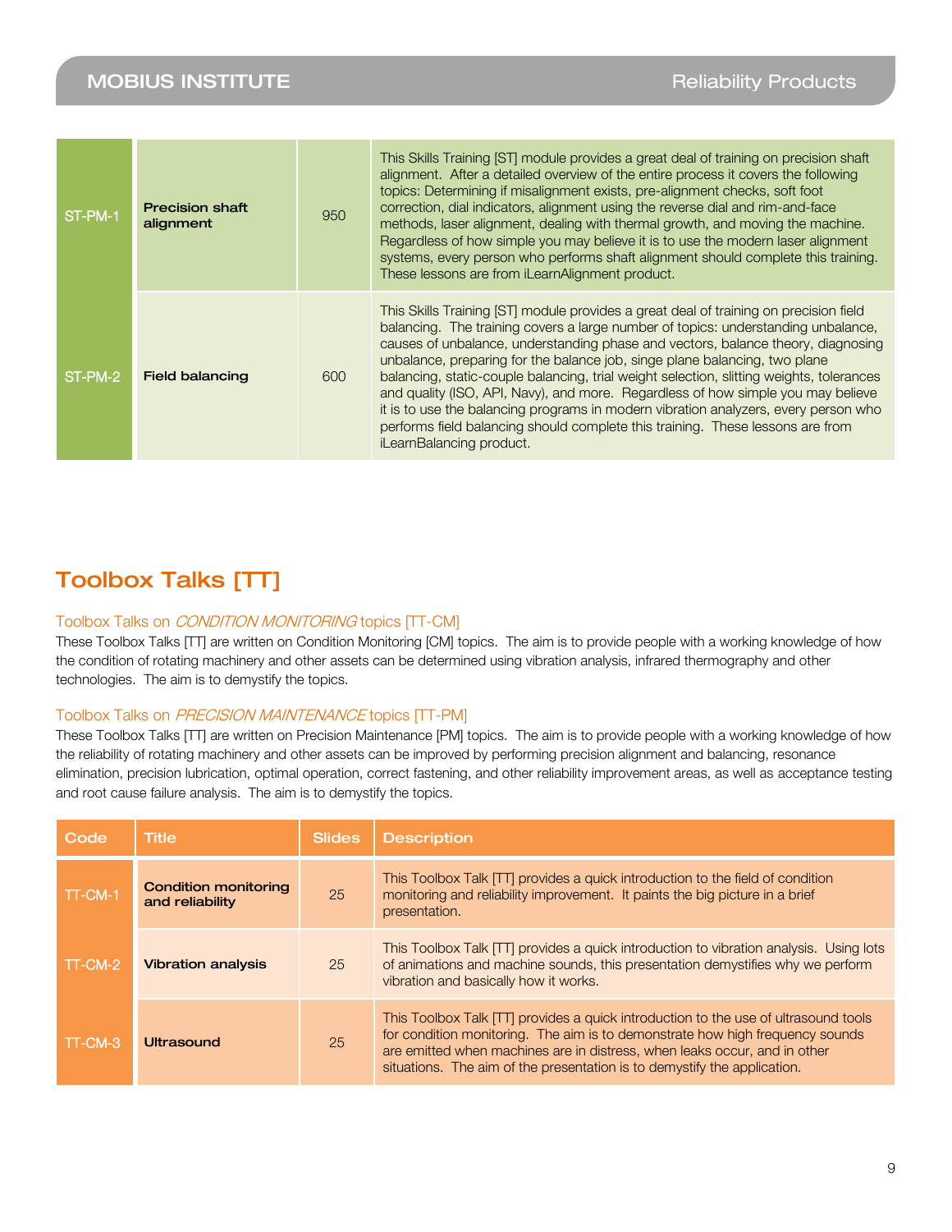| | | | |
|---|---|---|---|
| ST-PM-1 | **Precision shaft alignment** | 950 | This Skills Training [ST] module provides a great deal of training on precision shaft alignment. After a detailed overview of the entire process it covers the following topics: Determining if misalignment exists, pre-alignment checks, soft foot correction, dial indicators, alignment using the reverse dial and rim-and-face methods, laser alignment, dealing with thermal growth, and moving the machine. Regardless of how simple you may believe it is to use the modern laser alignment systems, every person who performs shaft alignment should complete this training. These lessons are from iLearnAlignment product. |
| ST-PM-2 | **Field balancing** | 600 | This Skills Training [ST] module provides a great deal of training on precision field balancing. The training covers a large number of topics: understanding unbalance, causes of unbalance, understanding phase and vectors, balance theory, diagnosing unbalance, preparing for the balance job, singe plane balancing, two plane balancing, static-couple balancing, trial weight selection, slitting weights, tolerances and quality (ISO, API, Navy), and more. Regardless of how simple you may believe it is to use the balancing programs in modern vibration analyzers, every person who performs field balancing should complete this training. These lessons are from iLearnBalancing product. |

## Toolbox Talks [TT]

### Toolbox Talks on *CONDITION MONITORING* topics [TT-CM]

These Toolbox Talks [TT] are written on Condition Monitoring [CM] topics. The aim is to provide people with a working knowledge of how the condition of rotating machinery and other assets can be determined using vibration analysis, infrared thermography and other technologies. The aim is to demystify the topics.

### Toolbox Talks on *PRECISION MAINTENANCE* topics [TT-PM]

These Toolbox Talks [TT] are written on Precision Maintenance [PM] topics. The aim is to provide people with a working knowledge of how the reliability of rotating machinery and other assets can be improved by performing precision alignment and balancing, resonance elimination, precision lubrication, optimal operation, correct fastening, and other reliability improvement areas, as well as acceptance testing and root cause failure analysis. The aim is to demystify the topics.

| Code | Title | Slides | Description |
|---|---|---|---|
| TT-CM-1 | **Condition monitoring and reliability** | 25 | This Toolbox Talk [TT] provides a quick introduction to the field of condition monitoring and reliability improvement. It paints the big picture in a brief presentation. |
| TT-CM-2 | **Vibration analysis** | 25 | This Toolbox Talk [TT] provides a quick introduction to vibration analysis. Using lots of animations and machine sounds, this presentation demystifies why we perform vibration and basically how it works. |
| TT-CM-3 | **Ultrasound** | 25 | This Toolbox Talk [TT] provides a quick introduction to the use of ultrasound tools for condition monitoring. The aim is to demonstrate how high frequency sounds are emitted when machines are in distress, when leaks occur, and in other situations. The aim of the presentation is to demystify the application. |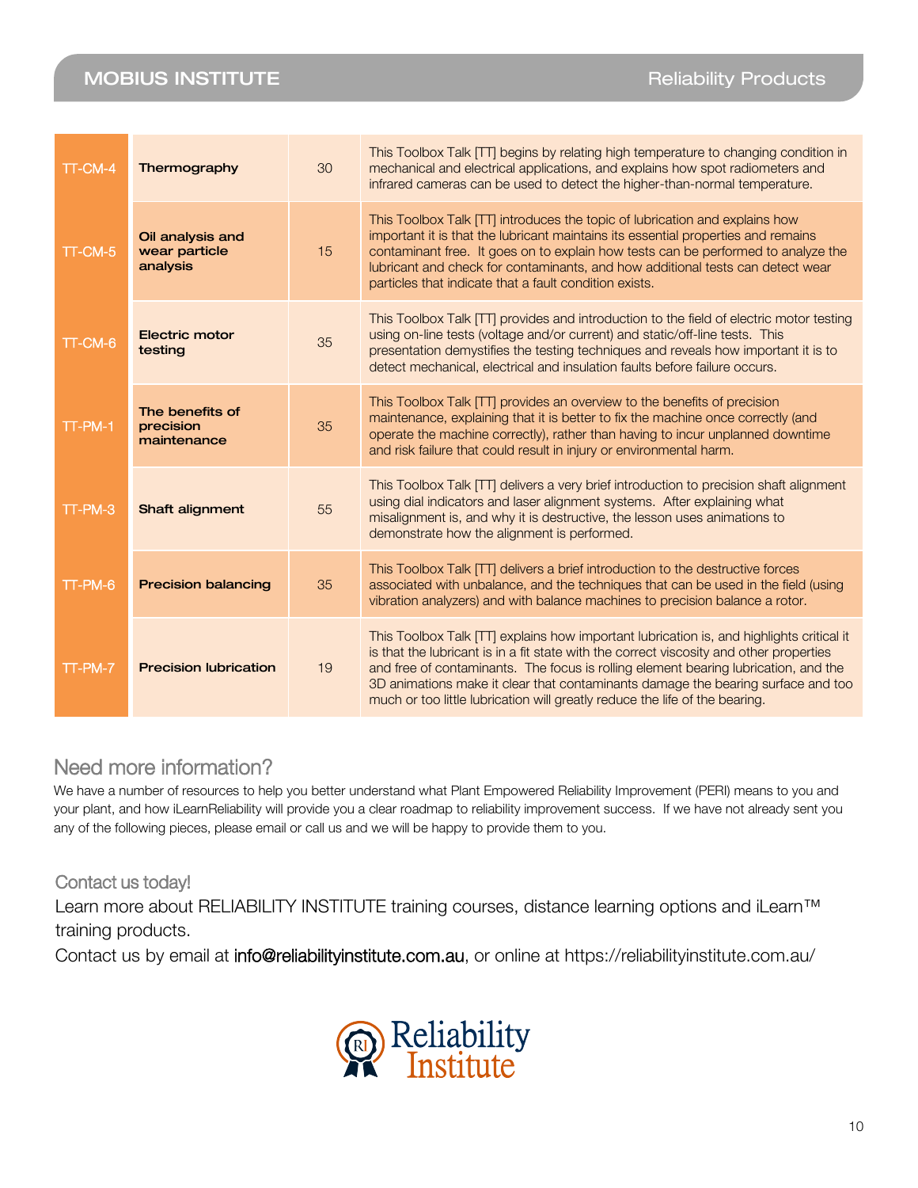| | | | |
|---|---|---|---|
| TT-CM-4 | **Thermography** | 30 | This Toolbox Talk [TT] begins by relating high temperature to changing condition in mechanical and electrical applications, and explains how spot radiometers and infrared cameras can be used to detect the higher-than-normal temperature. |
| TT-CM-5 | **Oil analysis and wear particle analysis** | 15 | This Toolbox Talk [TT] introduces the topic of lubrication and explains how important it is that the lubricant maintains its essential properties and remains contaminant free. It goes on to explain how tests can be performed to analyze the lubricant and check for contaminants, and how additional tests can detect wear particles that indicate that a fault condition exists. |
| TT-CM-6 | **Electric motor testing** | 35 | This Toolbox Talk [TT] provides and introduction to the field of electric motor testing using on-line tests (voltage and/or current) and static/off-line tests. This presentation demystifies the testing techniques and reveals how important it is to detect mechanical, electrical and insulation faults before failure occurs. |
| TT-PM-1 | **The benefits of precision maintenance** | 35 | This Toolbox Talk [TT] provides an overview to the benefits of precision maintenance, explaining that it is better to fix the machine once correctly (and operate the machine correctly), rather than having to incur unplanned downtime and risk failure that could result in injury or environmental harm. |
| TT-PM-3 | **Shaft alignment** | 55 | This Toolbox Talk [TT] delivers a very brief introduction to precision shaft alignment using dial indicators and laser alignment systems. After explaining what misalignment is, and why it is destructive, the lesson uses animations to demonstrate how the alignment is performed. |
| TT-PM-6 | **Precision balancing** | 35 | This Toolbox Talk [TT] delivers a brief introduction to the destructive forces associated with unbalance, and the techniques that can be used in the field (using vibration analyzers) and with balance machines to precision balance a rotor. |
| TT-PM-7 | **Precision lubrication** | 19 | This Toolbox Talk [TT] explains how important lubrication is, and highlights critical it is that the lubricant is in a fit state with the correct viscosity and other properties and free of contaminants. The focus is rolling element bearing lubrication, and the 3D animations make it clear that contaminants damage the bearing surface and too much or too little lubrication will greatly reduce the life of the bearing. |

## Need more information?

We have a number of resources to help you better understand what Plant Empowered Reliability Improvement (PERI) means to you and your plant, and how iLearnReliability will provide you a clear roadmap to reliability improvement success. If we have not already sent you any of the following pieces, please email or call us and we will be happy to provide them to you.

### Contact us today!

Learn more about RELIABILITY INSTITUTE training courses, distance learning options and iLearn™ training products.

Contact us by email at info@reliabilityinstitute.com.au, or online at https://reliabilityinstitute.com.au/

Reliability Institute